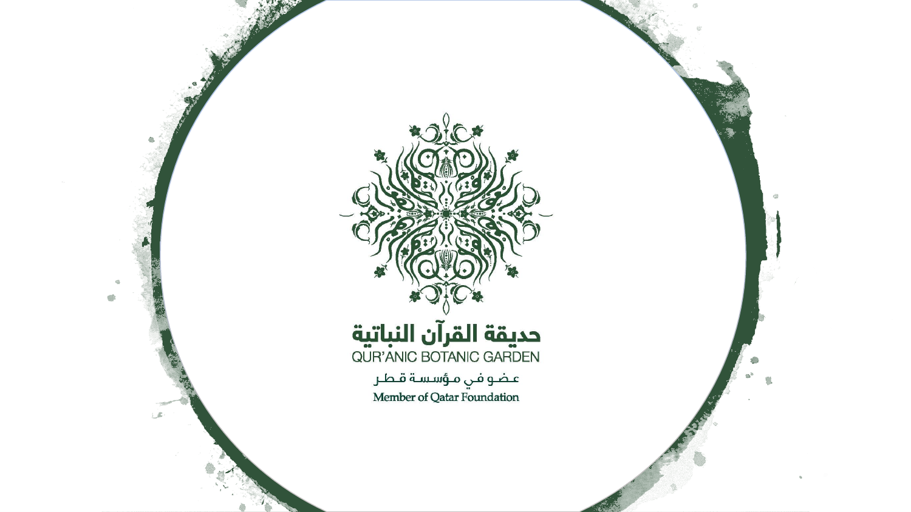حديقة القرآن النباتية

QUR'ANIC BOTANIC GARDEN

عضو في مؤسسة قطر

Member of Qatar Foundation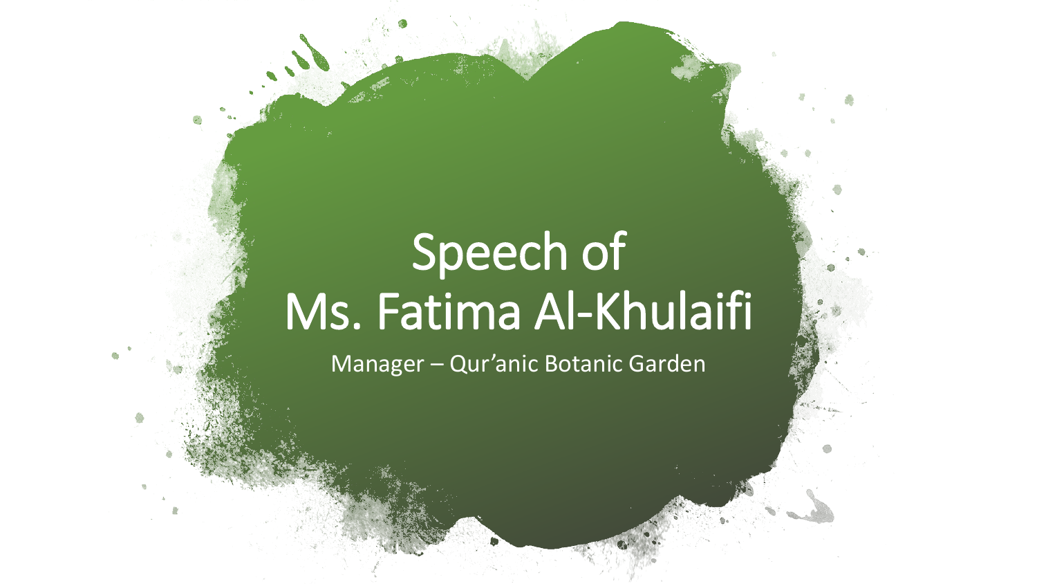# Speech of Ms. Fatima Al-Khulaifi

Manager – Qur’anic Botanic Garden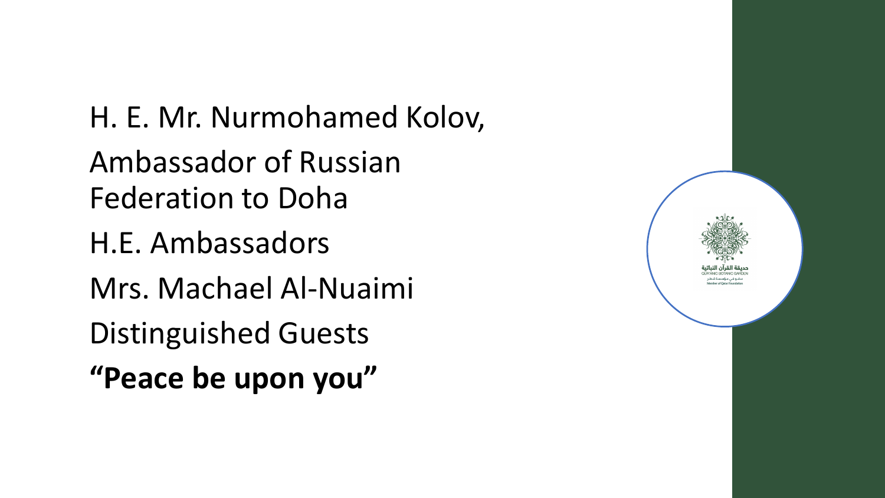H. E. Mr. Nurmohamed Kolov,

Ambassador of Russian Federation to Doha

H.E. Ambassadors

Mrs. Machael Al-Nuaimi

Distinguished Guests

**"Peace be upon you"**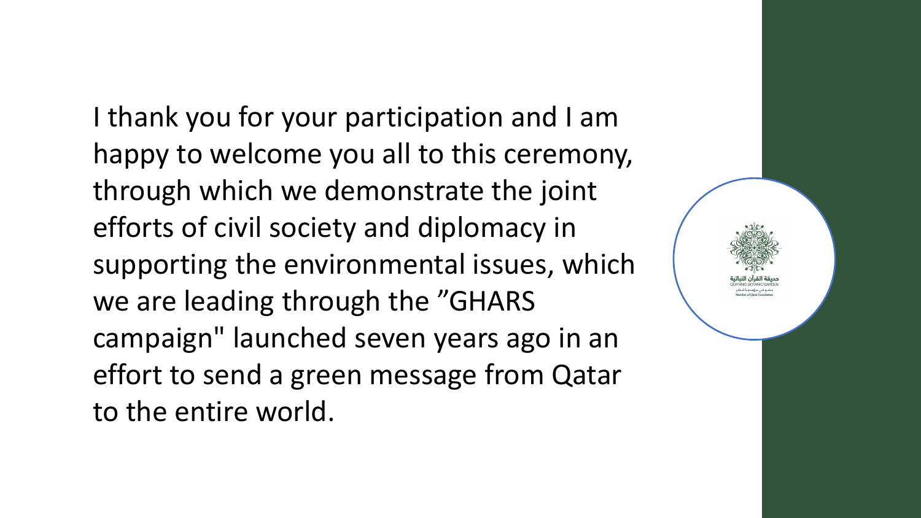I thank you for your participation and I am happy to welcome you all to this ceremony, through which we demonstrate the joint efforts of civil society and diplomacy in supporting the environmental issues, which we are leading through the ”GHARS campaign" launched seven years ago in an effort to send a green message from Qatar to the entire world.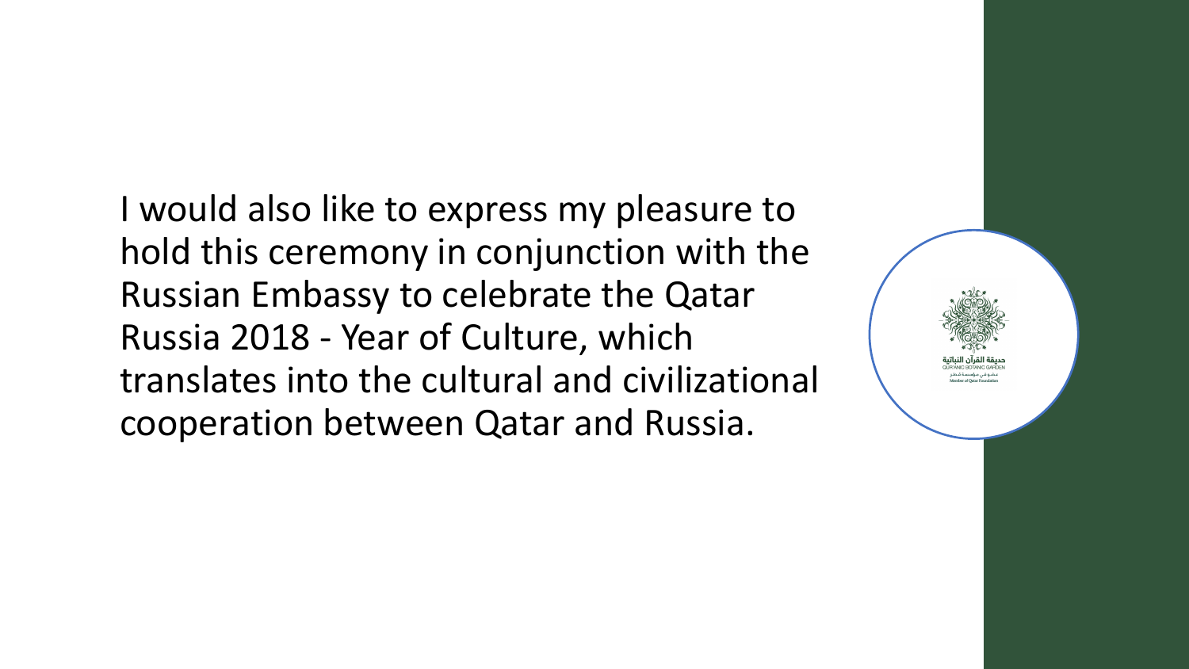I would also like to express my pleasure to hold this ceremony in conjunction with the Russian Embassy to celebrate the Qatar Russia 2018 - Year of Culture, which translates into the cultural and civilizational cooperation between Qatar and Russia.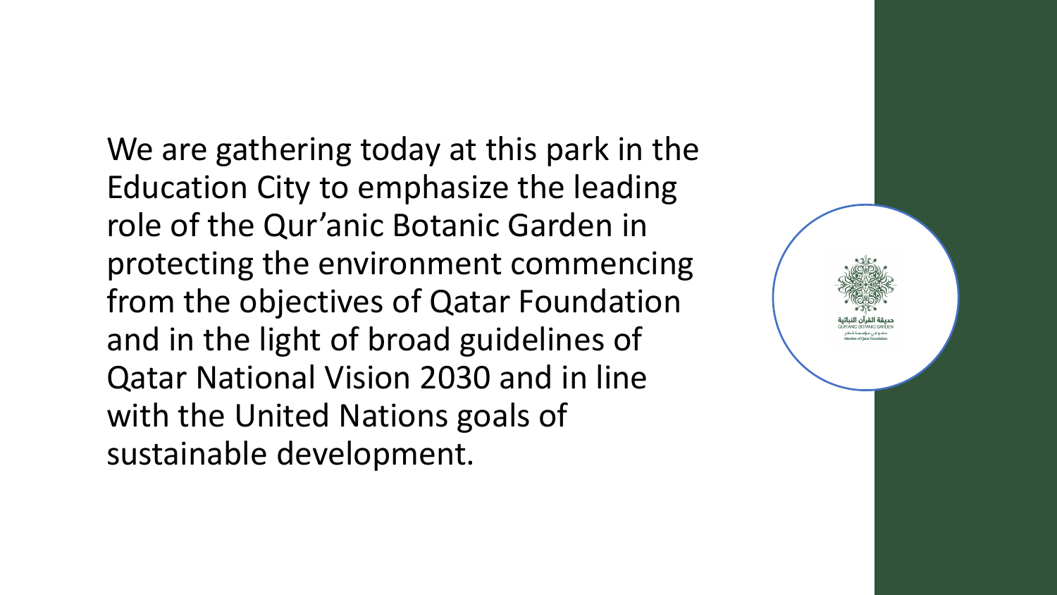We are gathering today at this park in the Education City to emphasize the leading role of the Qur'anic Botanic Garden in protecting the environment commencing from the objectives of Qatar Foundation and in the light of broad guidelines of Qatar National Vision 2030 and in line with the United Nations goals of sustainable development.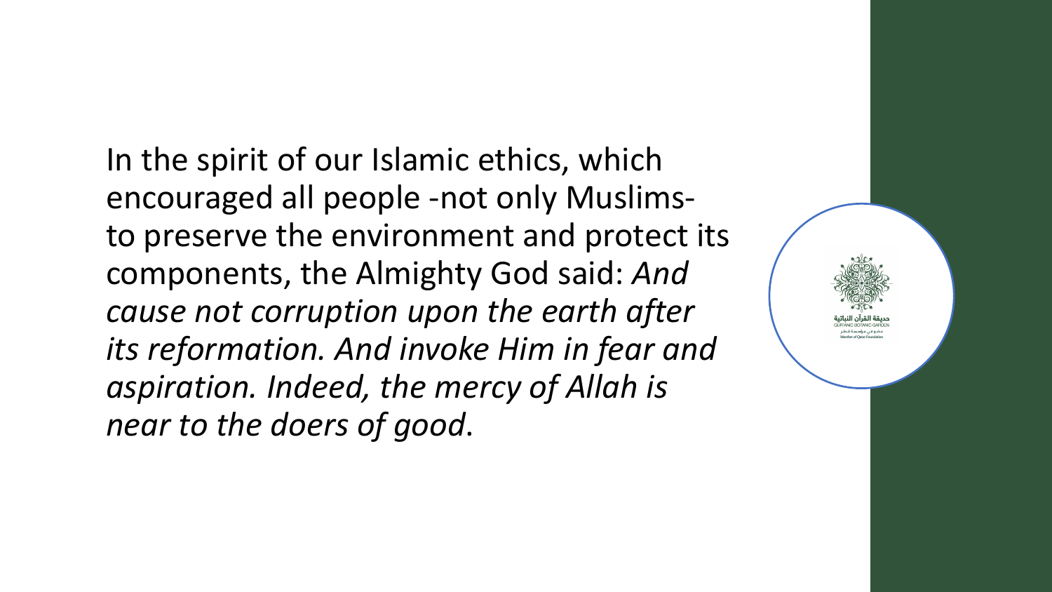In the spirit of our Islamic ethics, which encouraged all people -not only Muslims- to preserve the environment and protect its components, the Almighty God said: *And cause not corruption upon the earth after its reformation. And invoke Him in fear and aspiration. Indeed, the mercy of Allah is near to the doers of good*.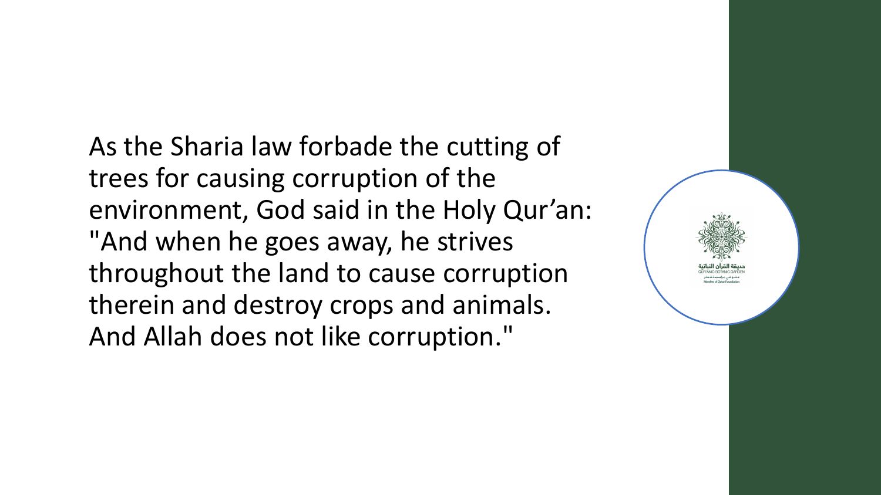As the Sharia law forbade the cutting of trees for causing corruption of the environment, God said in the Holy Qur’an: "And when he goes away, he strives throughout the land to cause corruption therein and destroy crops and animals. And Allah does not like corruption."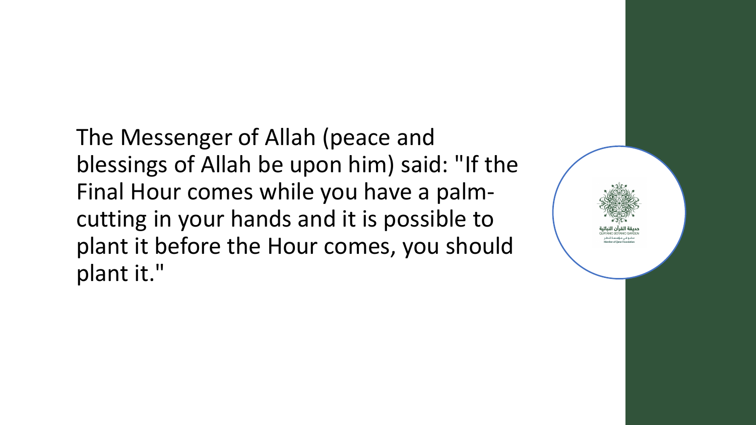The Messenger of Allah (peace and blessings of Allah be upon him) said: "If the Final Hour comes while you have a palm-cutting in your hands and it is possible to plant it before the Hour comes, you should plant it."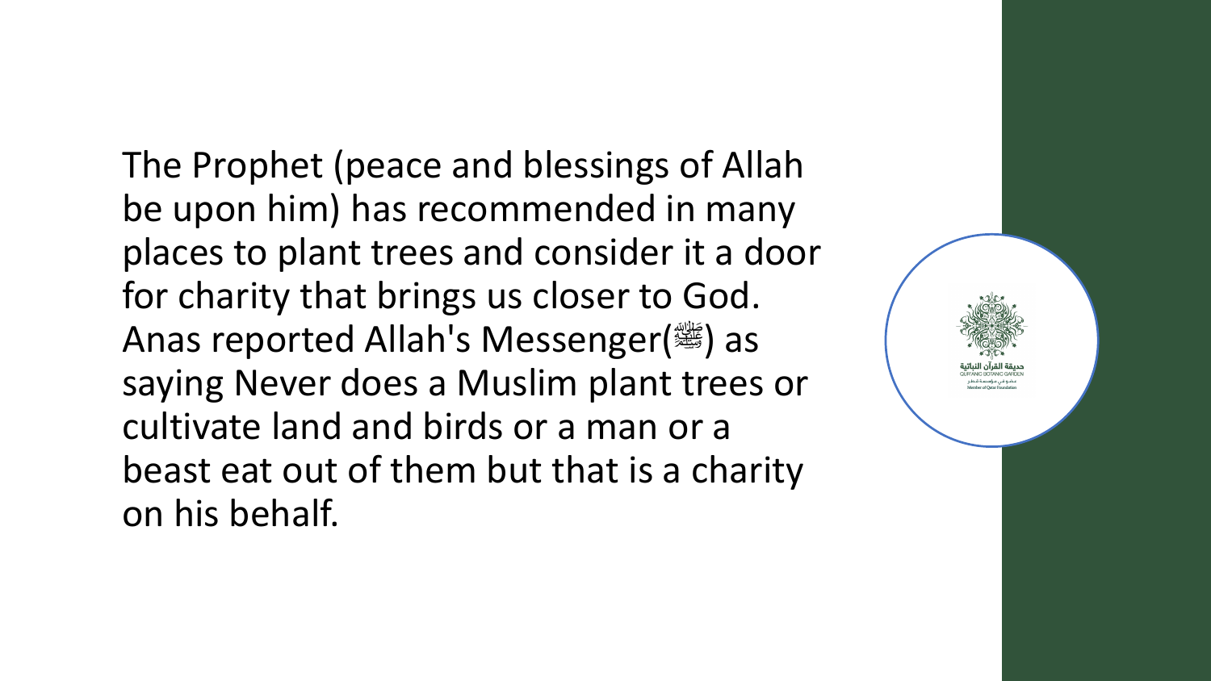The Prophet (peace and blessings of Allah be upon him) has recommended in many places to plant trees and consider it a door for charity that brings us closer to God. Anas reported Allah's Messenger(ﷺ) as saying Never does a Muslim plant trees or cultivate land and birds or a man or a beast eat out of them but that is a charity on his behalf.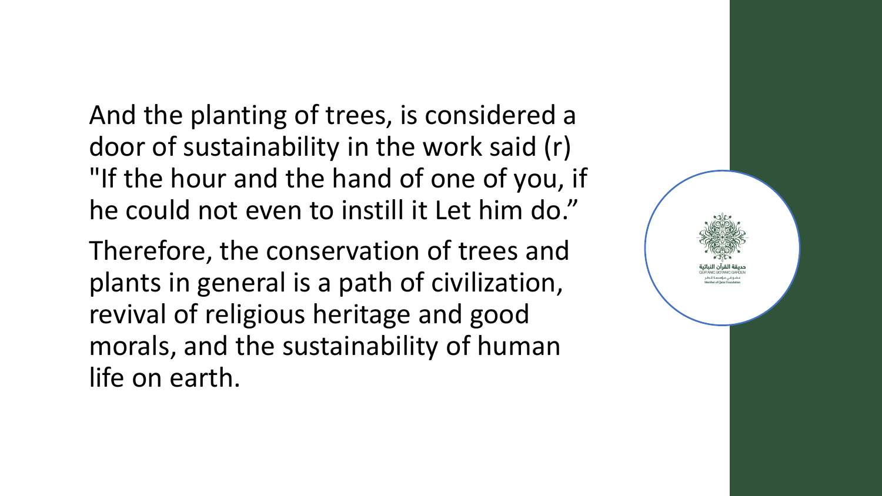And the planting of trees, is considered a door of sustainability in the work said (r) "If the hour and the hand of one of you, if he could not even to instill it Let him do."

Therefore, the conservation of trees and plants in general is a path of civilization, revival of religious heritage and good morals, and the sustainability of human life on earth.

حديقة القرآن النباتية
QURANIC BOTANIC GARDEN
عضو في مؤسسة قطر
Member of Qatar Foundation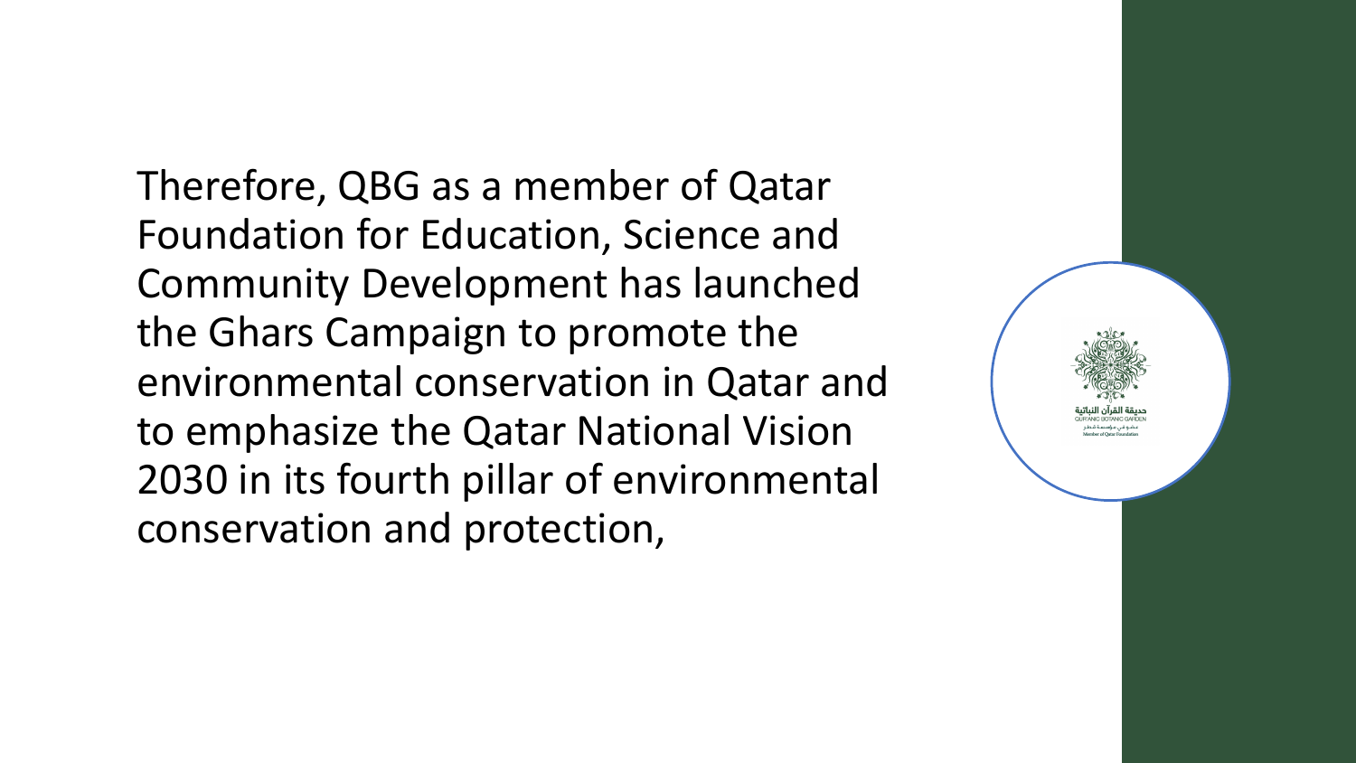Therefore, QBG as a member of Qatar Foundation for Education, Science and Community Development has launched the Ghars Campaign to promote the environmental conservation in Qatar and to emphasize the Qatar National Vision 2030 in its fourth pillar of environmental conservation and protection,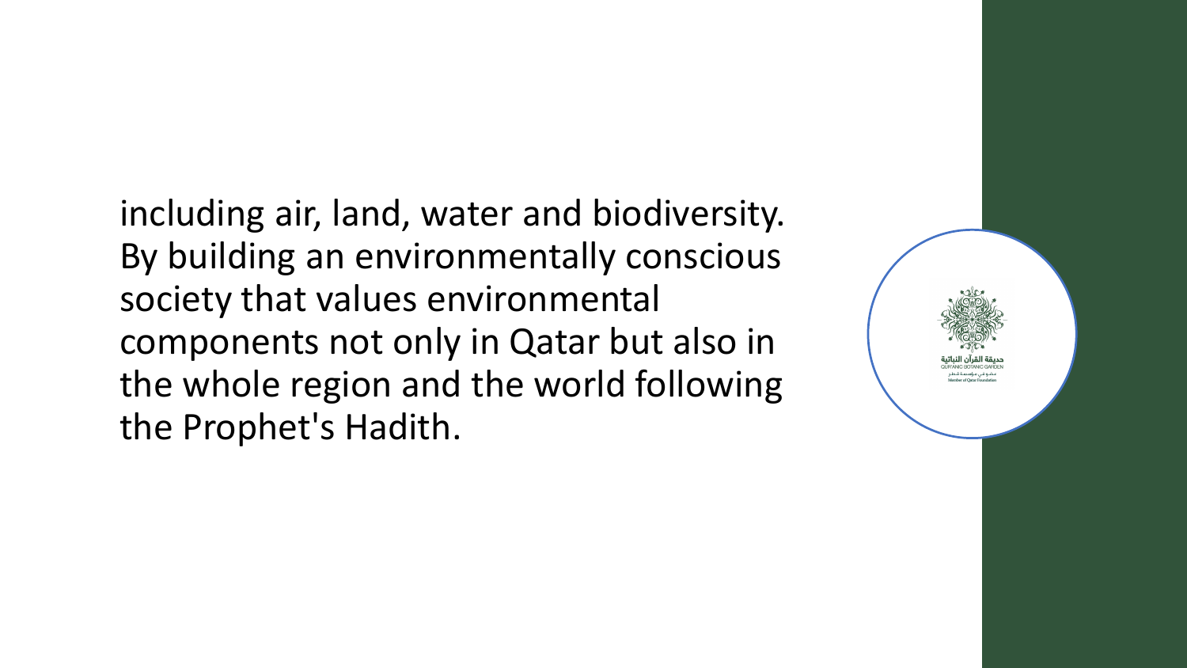including air, land, water and biodiversity. By building an environmentally conscious society that values environmental components not only in Qatar but also in the whole region and the world following the Prophet's Hadith.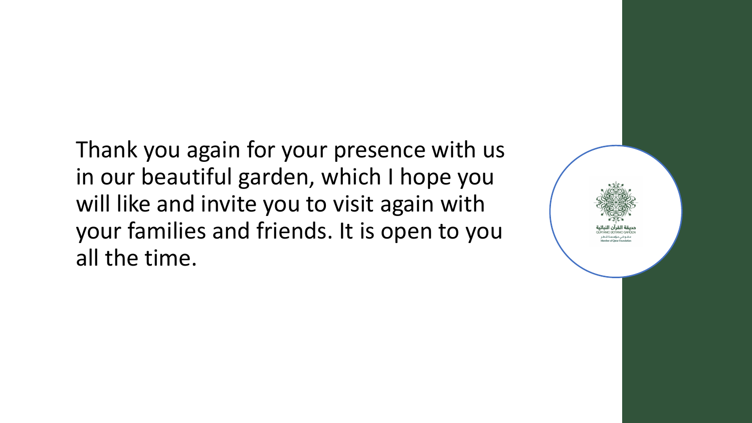Thank you again for your presence with us in our beautiful garden, which I hope you will like and invite you to visit again with your families and friends. It is open to you all the time.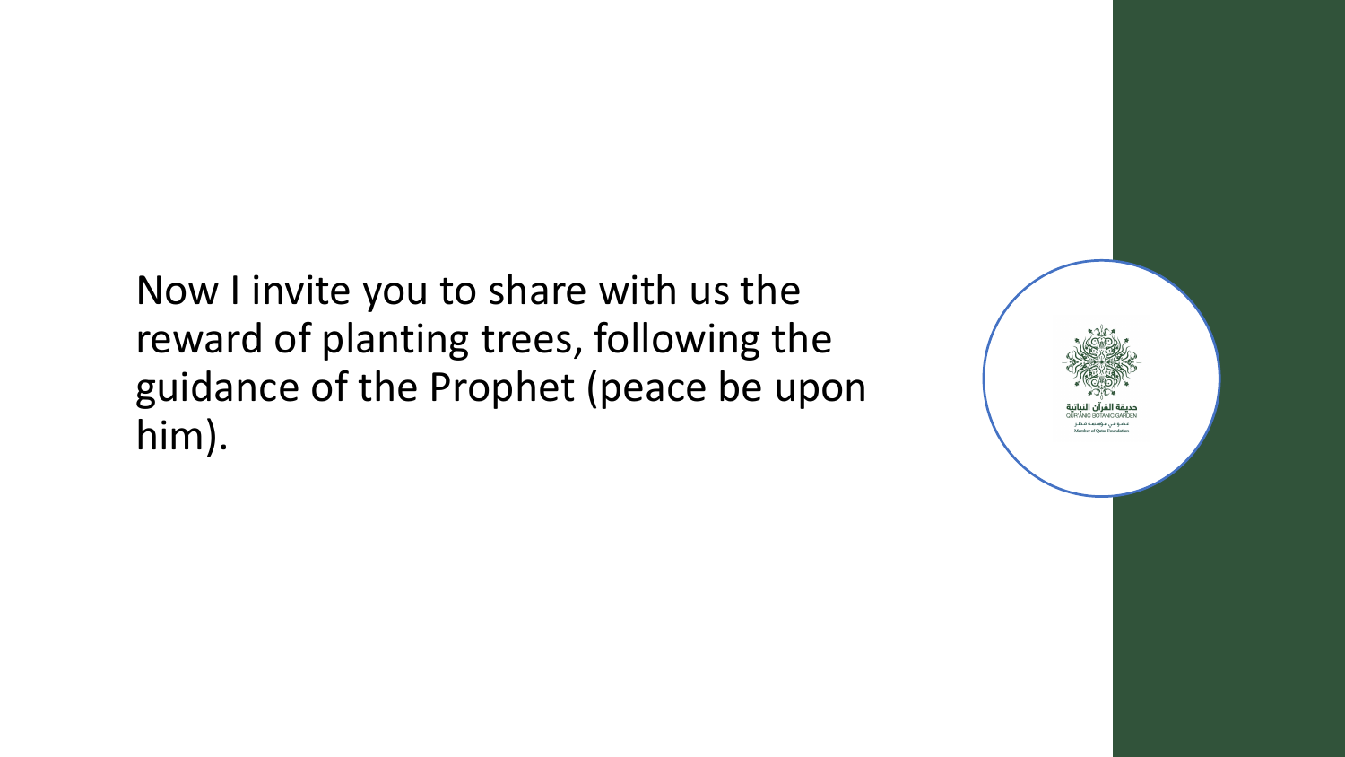Now I invite you to share with us the reward of planting trees, following the guidance of the Prophet (peace be upon him).

حديقة القرآن النباتية
QUR'ANIC BOTANIC GARDEN
عضو في مؤسسة قطر
Member of Qatar Foundation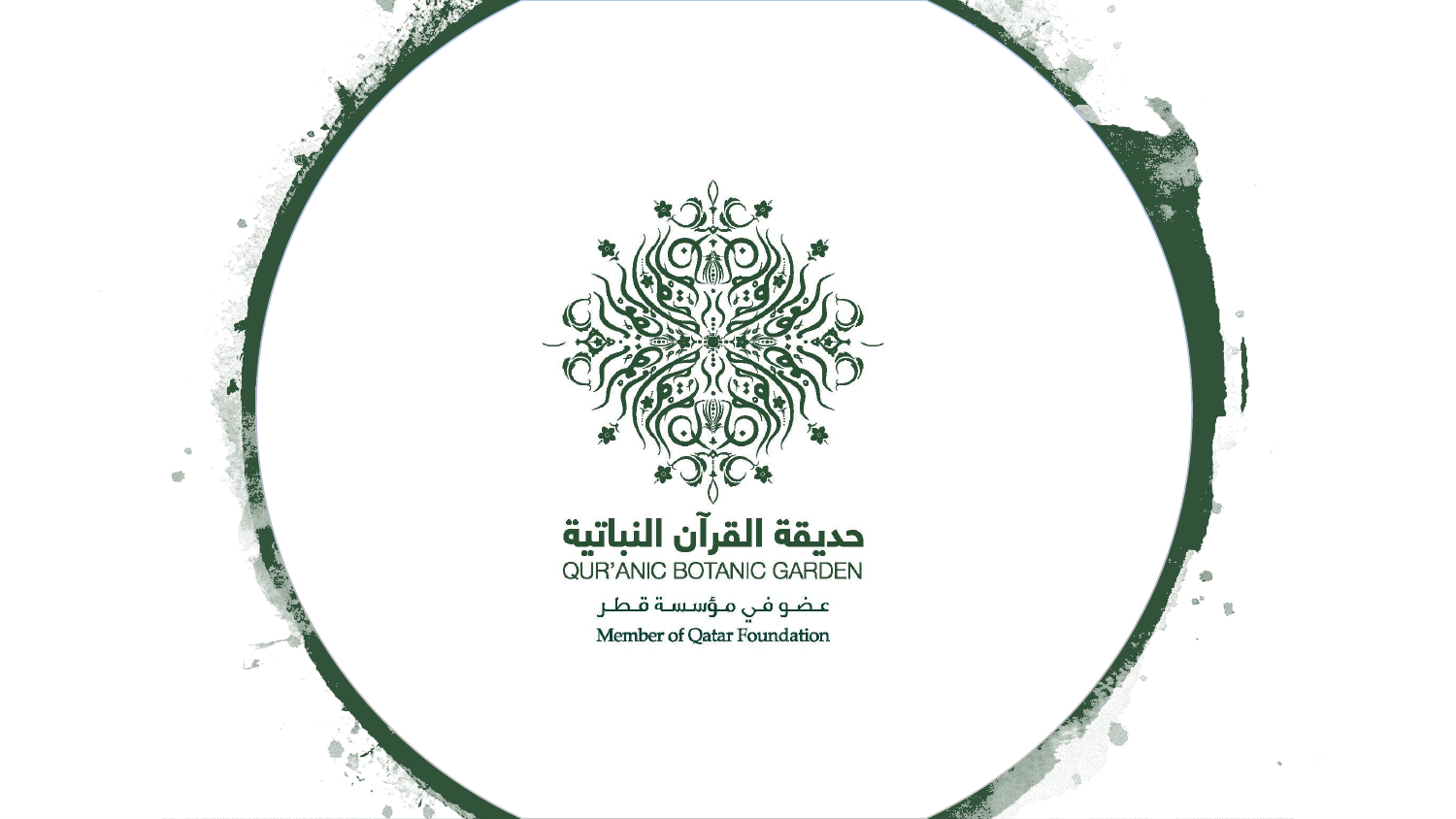حديقة القرآن النباتية

QUR'ANIC BOTANIC GARDEN

عضو في مؤسسة قطر

Member of Qatar Foundation